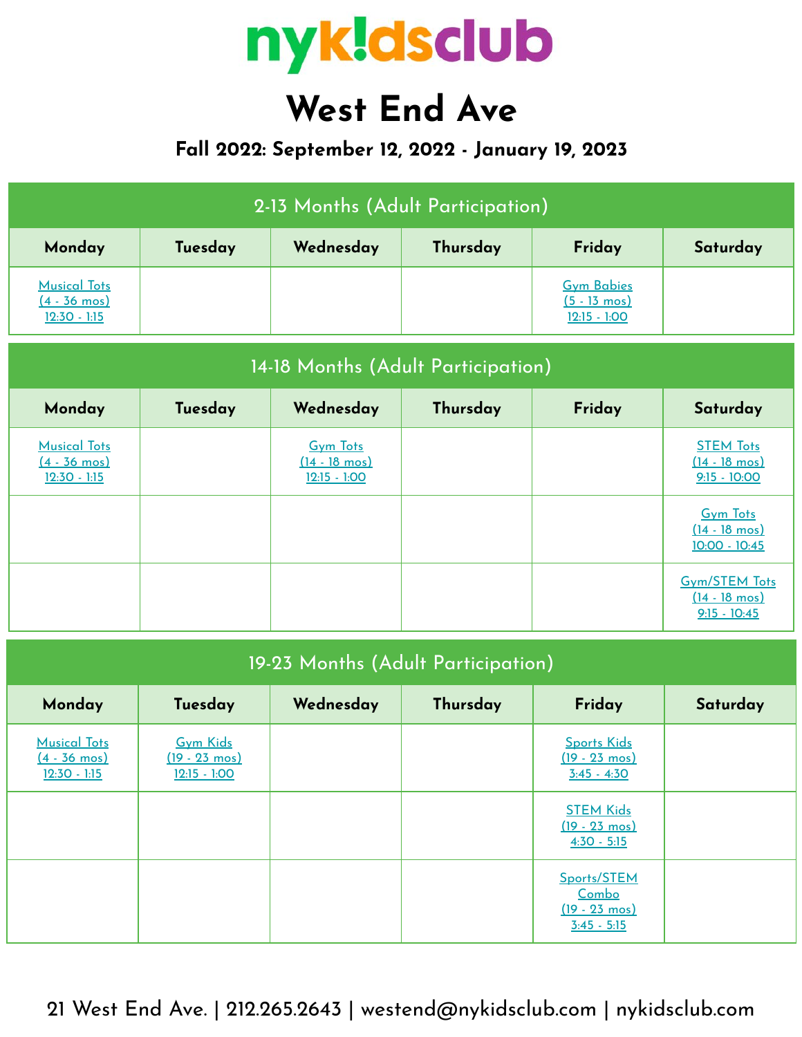# nyk!dsclub

# West End Ave

### Fall 2022: September 12, 2022 - January 19, 2023

| 2-13 Months (Adult Participation) | | | | | |
|---|---|---|---|---|---|
| **Monday** | **Tuesday** | **Wednesday** | **Thursday** | **Friday** | **Saturday** |
| Musical Tots (4 - 36 mos) 12:30 - 1:15 | | | | Gym Babies (5 - 13 mos) 12:15 - 1:00 | |

| 14-18 Months (Adult Participation) | | | | | |
|---|---|---|---|---|---|
| **Monday** | **Tuesday** | **Wednesday** | **Thursday** | **Friday** | **Saturday** |
| Musical Tots (4 - 36 mos) 12:30 - 1:15 | | Gym Tots (14 - 18 mos) 12:15 - 1:00 | | | STEM Tots (14 - 18 mos) 9:15 - 10:00 |
| | | | | | Gym Tots (14 - 18 mos) 10:00 - 10:45 |
| | | | | | Gym/STEM Tots (14 - 18 mos) 9:15 - 10:45 |

| 19-23 Months (Adult Participation) | | | | | |
|---|---|---|---|---|---|
| **Monday** | **Tuesday** | **Wednesday** | **Thursday** | **Friday** | **Saturday** |
| Musical Tots (4 - 36 mos) 12:30 - 1:15 | Gym Kids (19 - 23 mos) 12:15 - 1:00 | | | Sports Kids (19 - 23 mos) 3:45 - 4:30 | |
| | | | | STEM Kids (19 - 23 mos) 4:30 - 5:15 | |
| | | | | Sports/STEM Combo (19 - 23 mos) 3:45 - 5:15 | |

21 West End Ave. | 212.265.2643 | westend@nykidsclub.com | nykidsclub.com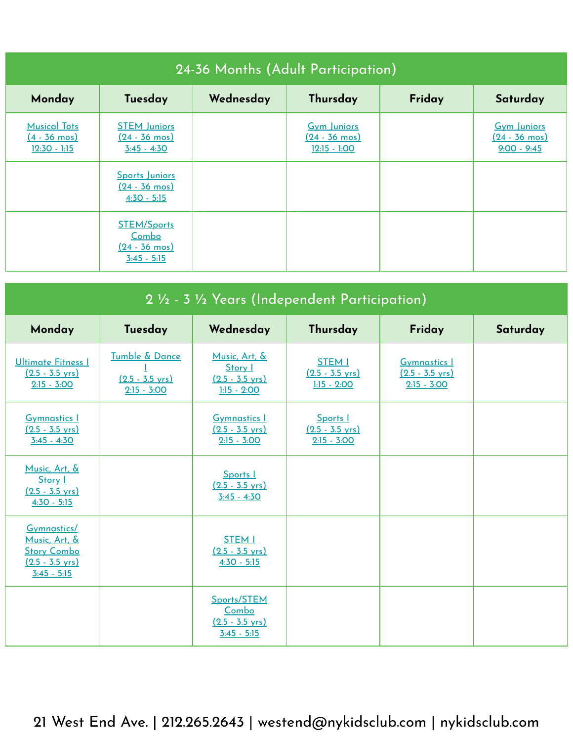## 24-36 Months (Adult Participation)

| Monday | Tuesday | Wednesday | Thursday | Friday | Saturday |
|---|---|---|---|---|---|
| Musical Tots (4 - 36 mos) 12:30 - 1:15 | STEM Juniors (24 - 36 mos) 3:45 - 4:30 | | Gym Juniors (24 - 36 mos) 12:15 - 1:00 | | Gym Juniors (24 - 36 mos) 9:00 - 9:45 |
| | Sports Juniors (24 - 36 mos) 4:30 - 5:15 | | | | |
| | STEM/Sports Combo (24 - 36 mos) 3:45 - 5:15 | | | | |

## 2 ½ - 3 ½ Years (Independent Participation)

| Monday | Tuesday | Wednesday | Thursday | Friday | Saturday |
|---|---|---|---|---|---|
| Ultimate Fitness I (2.5 - 3.5 yrs) 2:15 - 3:00 | Tumble & Dance I (2.5 - 3.5 yrs) 2:15 - 3:00 | Music, Art, & Story I (2.5 - 3.5 yrs) 1:15 - 2:00 | STEM I (2.5 - 3.5 yrs) 1:15 - 2:00 | Gymnastics I (2.5 - 3.5 yrs) 2:15 - 3:00 | |
| Gymnastics I (2.5 - 3.5 yrs) 3:45 - 4:30 | | Gymnastics I (2.5 - 3.5 yrs) 2:15 - 3:00 | Sports I (2.5 - 3.5 yrs) 2:15 - 3:00 | | |
| Music, Art, & Story I (2.5 - 3.5 yrs) 4:30 - 5:15 | | Sports I (2.5 - 3.5 yrs) 3:45 - 4:30 | | | |
| Gymnastics/ Music, Art, & Story Combo (2.5 - 3.5 yrs) 3:45 - 5:15 | | STEM I (2.5 - 3.5 yrs) 4:30 - 5:15 | | | |
| | | Sports/STEM Combo (2.5 - 3.5 yrs) 3:45 - 5:15 | | | |

21 West End Ave. | 212.265.2643 | westend@nykidsclub.com | nykidsclub.com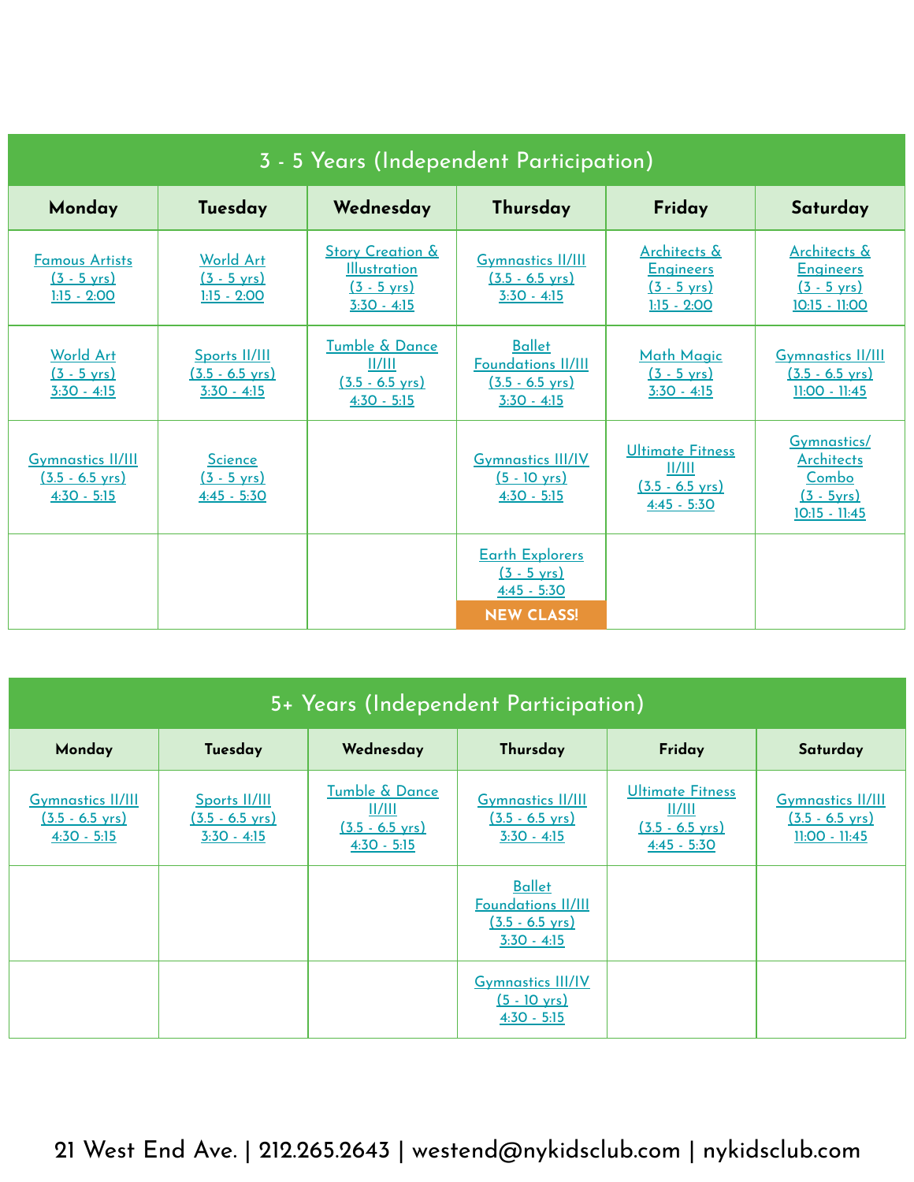## 3 - 5 Years (Independent Participation)

| Monday | Tuesday | Wednesday | Thursday | Friday | Saturday |
|---|---|---|---|---|---|
| Famous Artists (3 - 5 yrs) 1:15 - 2:00 | World Art (3 - 5 yrs) 1:15 - 2:00 | Story Creation & Illustration (3 - 5 yrs) 3:30 - 4:15 | Gymnastics II/III (3.5 - 6.5 yrs) 3:30 - 4:15 | Architects & Engineers (3 - 5 yrs) 1:15 - 2:00 | Architects & Engineers (3 - 5 yrs) 10:15 - 11:00 |
| World Art (3 - 5 yrs) 3:30 - 4:15 | Sports II/III (3.5 - 6.5 yrs) 3:30 - 4:15 | Tumble & Dance II/III (3.5 - 6.5 yrs) 4:30 - 5:15 | Ballet Foundations II/III (3.5 - 6.5 yrs) 3:30 - 4:15 | Math Magic (3 - 5 yrs) 3:30 - 4:15 | Gymnastics II/III (3.5 - 6.5 yrs) 11:00 - 11:45 |
| Gymnastics II/III (3.5 - 6.5 yrs) 4:30 - 5:15 | Science (3 - 5 yrs) 4:45 - 5:30 | | Gymnastics III/IV (5 - 10 yrs) 4:30 - 5:15 | Ultimate Fitness II/III (3.5 - 6.5 yrs) 4:45 - 5:30 | Gymnastics/ Architects Combo (3 - 5yrs) 10:15 - 11:45 |
| | | | Earth Explorers (3 - 5 yrs) 4:45 - 5:30 **NEW CLASS!** | | |

## 5+ Years (Independent Participation)

| Monday | Tuesday | Wednesday | Thursday | Friday | Saturday |
|---|---|---|---|---|---|
| Gymnastics II/III (3.5 - 6.5 yrs) 4:30 - 5:15 | Sports II/III (3.5 - 6.5 yrs) 3:30 - 4:15 | Tumble & Dance II/III (3.5 - 6.5 yrs) 4:30 - 5:15 | Gymnastics II/III (3.5 - 6.5 yrs) 3:30 - 4:15 | Ultimate Fitness II/III (3.5 - 6.5 yrs) 4:45 - 5:30 | Gymnastics II/III (3.5 - 6.5 yrs) 11:00 - 11:45 |
| | | | Ballet Foundations II/III (3.5 - 6.5 yrs) 3:30 - 4:15 | | |
| | | | Gymnastics III/IV (5 - 10 yrs) 4:30 - 5:15 | | |

21 West End Ave. | 212.265.2643 | westend@nykidsclub.com | nykidsclub.com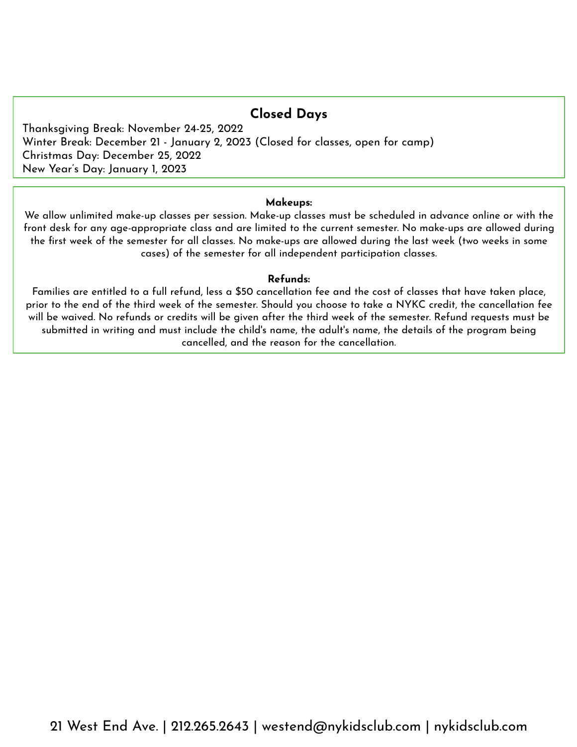## Closed Days

Thanksgiving Break: November 24-25, 2022
Winter Break: December 21 - January 2, 2023 (Closed for classes, open for camp)
Christmas Day: December 25, 2022
New Year's Day: January 1, 2023

**Makeups:**

We allow unlimited make-up classes per session. Make-up classes must be scheduled in advance online or with the front desk for any age-appropriate class and are limited to the current semester. No make-ups are allowed during the first week of the semester for all classes. No make-ups are allowed during the last week (two weeks in some cases) of the semester for all independent participation classes.

**Refunds:**

Families are entitled to a full refund, less a $50 cancellation fee and the cost of classes that have taken place, prior to the end of the third week of the semester. Should you choose to take a NYKC credit, the cancellation fee will be waived. No refunds or credits will be given after the third week of the semester. Refund requests must be submitted in writing and must include the child's name, the adult's name, the details of the program being cancelled, and the reason for the cancellation.

21 West End Ave. | 212.265.2643 | westend@nykidsclub.com | nykidsclub.com